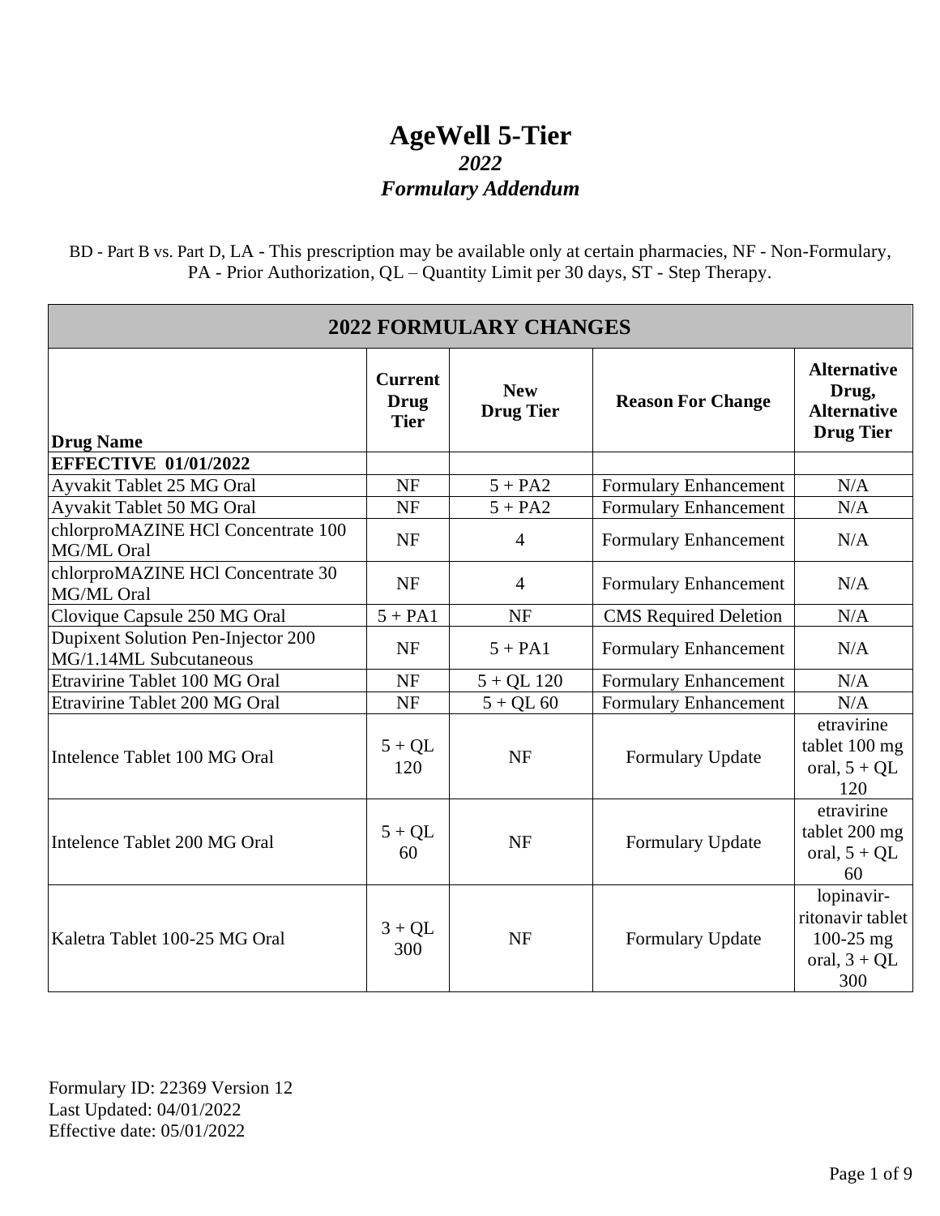# AgeWell 5-Tier

## *2022*

## *Formulary Addendum*

BD - Part B vs. Part D, LA - This prescription may be available only at certain pharmacies, NF - Non-Formulary, PA - Prior Authorization, QL – Quantity Limit per 30 days, ST - Step Therapy.

| 2022 FORMULARY CHANGES | | | | |
|---|---|---|---|---|
| **Drug Name** | **Current Drug Tier** | **New Drug Tier** | **Reason For Change** | **Alternative Drug, Alternative Drug Tier** |
| **EFFECTIVE 01/01/2022** | | | | |
| Ayvakit Tablet 25 MG Oral | NF | 5 + PA2 | Formulary Enhancement | N/A |
| Ayvakit Tablet 50 MG Oral | NF | 5 + PA2 | Formulary Enhancement | N/A |
| chlorproMAZINE HCl Concentrate 100 MG/ML Oral | NF | 4 | Formulary Enhancement | N/A |
| chlorproMAZINE HCl Concentrate 30 MG/ML Oral | NF | 4 | Formulary Enhancement | N/A |
| Clovique Capsule 250 MG Oral | 5 + PA1 | NF | CMS Required Deletion | N/A |
| Dupixent Solution Pen-Injector 200 MG/1.14ML Subcutaneous | NF | 5 + PA1 | Formulary Enhancement | N/A |
| Etravirine Tablet 100 MG Oral | NF | 5 + QL 120 | Formulary Enhancement | N/A |
| Etravirine Tablet 200 MG Oral | NF | 5 + QL 60 | Formulary Enhancement | N/A |
| Intelence Tablet 100 MG Oral | 5 + QL 120 | NF | Formulary Update | etravirine tablet 100 mg oral, 5 + QL 120 |
| Intelence Tablet 200 MG Oral | 5 + QL 60 | NF | Formulary Update | etravirine tablet 200 mg oral, 5 + QL 60 |
| Kaletra Tablet 100-25 MG Oral | 3 + QL 300 | NF | Formulary Update | lopinavir-ritonavir tablet 100-25 mg oral, 3 + QL 300 |

Formulary ID: 22369 Version 12
Last Updated: 04/01/2022
Effective date: 05/01/2022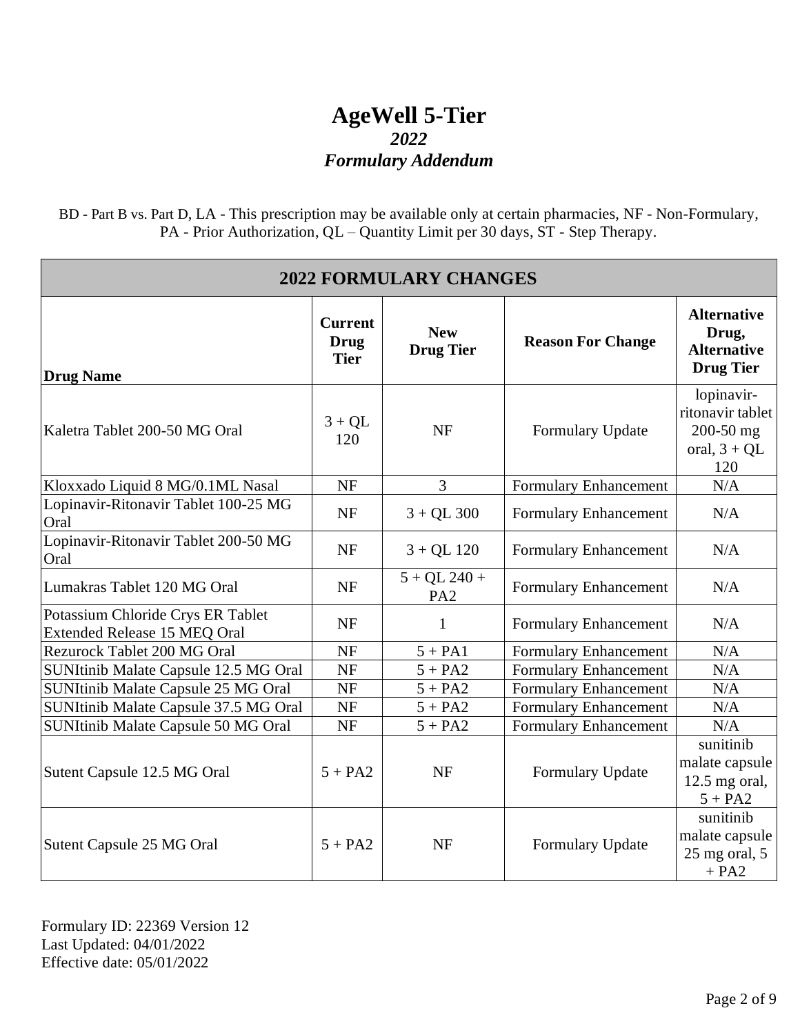# AgeWell 5-Tier

## *2022*

## *Formulary Addendum*

BD - Part B vs. Part D, LA - This prescription may be available only at certain pharmacies, NF - Non-Formulary, PA - Prior Authorization, QL – Quantity Limit per 30 days, ST - Step Therapy.

| **2022 FORMULARY CHANGES** | | | | |
|---|---|---|---|---|
| **Drug Name** | **Current Drug Tier** | **New Drug Tier** | **Reason For Change** | **Alternative Drug, Alternative Drug Tier** |
| Kaletra Tablet 200-50 MG Oral | 3 + QL 120 | NF | Formulary Update | lopinavir-ritonavir tablet 200-50 mg oral, 3 + QL 120 |
| Kloxxado Liquid 8 MG/0.1ML Nasal | NF | 3 | Formulary Enhancement | N/A |
| Lopinavir-Ritonavir Tablet 100-25 MG Oral | NF | 3 + QL 300 | Formulary Enhancement | N/A |
| Lopinavir-Ritonavir Tablet 200-50 MG Oral | NF | 3 + QL 120 | Formulary Enhancement | N/A |
| Lumakras Tablet 120 MG Oral | NF | 5 + QL 240 + PA2 | Formulary Enhancement | N/A |
| Potassium Chloride Crys ER Tablet Extended Release 15 MEQ Oral | NF | 1 | Formulary Enhancement | N/A |
| Rezurock Tablet 200 MG Oral | NF | 5 + PA1 | Formulary Enhancement | N/A |
| SUNItinib Malate Capsule 12.5 MG Oral | NF | 5 + PA2 | Formulary Enhancement | N/A |
| SUNItinib Malate Capsule 25 MG Oral | NF | 5 + PA2 | Formulary Enhancement | N/A |
| SUNItinib Malate Capsule 37.5 MG Oral | NF | 5 + PA2 | Formulary Enhancement | N/A |
| SUNItinib Malate Capsule 50 MG Oral | NF | 5 + PA2 | Formulary Enhancement | N/A |
| Sutent Capsule 12.5 MG Oral | 5 + PA2 | NF | Formulary Update | sunitinib malate capsule 12.5 mg oral, 5 + PA2 |
| Sutent Capsule 25 MG Oral | 5 + PA2 | NF | Formulary Update | sunitinib malate capsule 25 mg oral, 5 + PA2 |

Formulary ID: 22369 Version 12
Last Updated: 04/01/2022
Effective date: 05/01/2022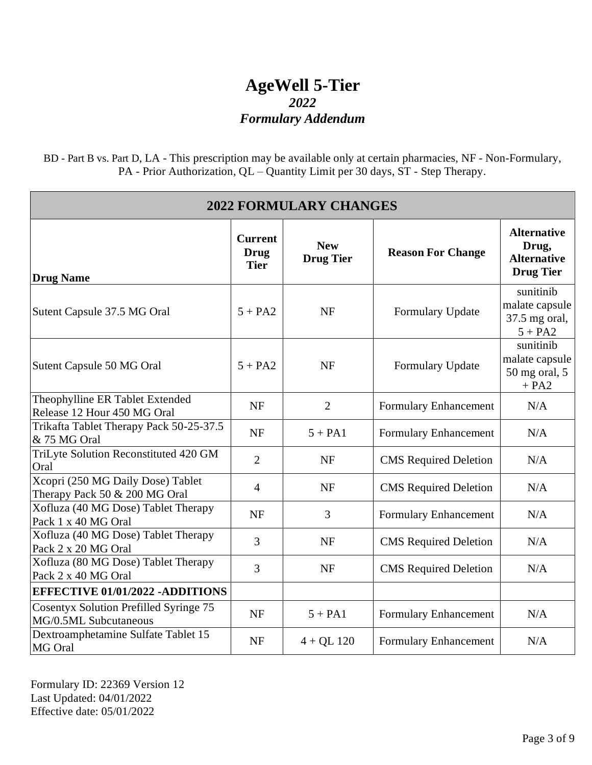# AgeWell 5-Tier

***2022***

***Formulary Addendum***

BD - Part B vs. Part D, LA - This prescription may be available only at certain pharmacies, NF - Non-Formulary, PA - Prior Authorization, QL – Quantity Limit per 30 days, ST - Step Therapy.

| **2022 FORMULARY CHANGES** | | | | |
|---|---|---|---|---|
| **Drug Name** | **Current Drug Tier** | **New Drug Tier** | **Reason For Change** | **Alternative Drug, Alternative Drug Tier** |
| Sutent Capsule 37.5 MG Oral | 5 + PA2 | NF | Formulary Update | sunitinib malate capsule 37.5 mg oral, 5 + PA2 |
| Sutent Capsule 50 MG Oral | 5 + PA2 | NF | Formulary Update | sunitinib malate capsule 50 mg oral, 5 + PA2 |
| Theophylline ER Tablet Extended Release 12 Hour 450 MG Oral | NF | 2 | Formulary Enhancement | N/A |
| Trikafta Tablet Therapy Pack 50-25-37.5 & 75 MG Oral | NF | 5 + PA1 | Formulary Enhancement | N/A |
| TriLyte Solution Reconstituted 420 GM Oral | 2 | NF | CMS Required Deletion | N/A |
| Xcopri (250 MG Daily Dose) Tablet Therapy Pack 50 & 200 MG Oral | 4 | NF | CMS Required Deletion | N/A |
| Xofluza (40 MG Dose) Tablet Therapy Pack 1 x 40 MG Oral | NF | 3 | Formulary Enhancement | N/A |
| Xofluza (40 MG Dose) Tablet Therapy Pack 2 x 20 MG Oral | 3 | NF | CMS Required Deletion | N/A |
| Xofluza (80 MG Dose) Tablet Therapy Pack 2 x 40 MG Oral | 3 | NF | CMS Required Deletion | N/A |
| **EFFECTIVE 01/01/2022 -ADDITIONS** | | | | |
| Cosentyx Solution Prefilled Syringe 75 MG/0.5ML Subcutaneous | NF | 5 + PA1 | Formulary Enhancement | N/A |
| Dextroamphetamine Sulfate Tablet 15 MG Oral | NF | 4 + QL 120 | Formulary Enhancement | N/A |

Formulary ID: 22369 Version 12
Last Updated: 04/01/2022
Effective date: 05/01/2022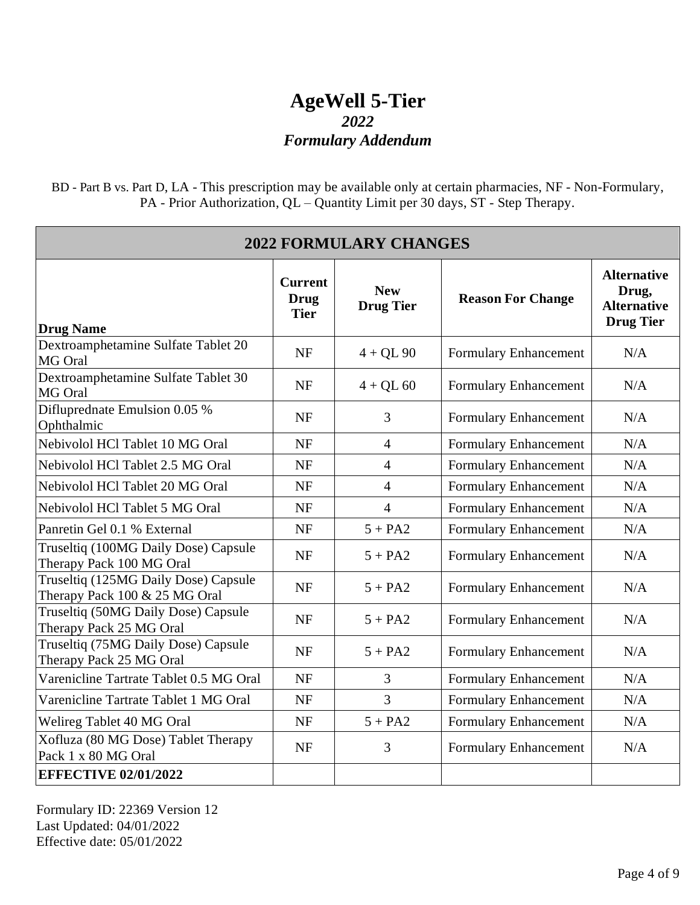# AgeWell 5-Tier

## *2022*

## *Formulary Addendum*

BD - Part B vs. Part D, LA - This prescription may be available only at certain pharmacies, NF - Non-Formulary, PA - Prior Authorization, QL – Quantity Limit per 30 days, ST - Step Therapy.

| 2022 FORMULARY CHANGES | | | | |
|---|---|---|---|---|
| **Drug Name** | **Current Drug Tier** | **New Drug Tier** | **Reason For Change** | **Alternative Drug, Alternative Drug Tier** |
| Dextroamphetamine Sulfate Tablet 20 MG Oral | NF | 4 + QL 90 | Formulary Enhancement | N/A |
| Dextroamphetamine Sulfate Tablet 30 MG Oral | NF | 4 + QL 60 | Formulary Enhancement | N/A |
| Difluprednate Emulsion 0.05 % Ophthalmic | NF | 3 | Formulary Enhancement | N/A |
| Nebivolol HCl Tablet 10 MG Oral | NF | 4 | Formulary Enhancement | N/A |
| Nebivolol HCl Tablet 2.5 MG Oral | NF | 4 | Formulary Enhancement | N/A |
| Nebivolol HCl Tablet 20 MG Oral | NF | 4 | Formulary Enhancement | N/A |
| Nebivolol HCl Tablet 5 MG Oral | NF | 4 | Formulary Enhancement | N/A |
| Panretin Gel 0.1 % External | NF | 5 + PA2 | Formulary Enhancement | N/A |
| Truseltiq (100MG Daily Dose) Capsule Therapy Pack 100 MG Oral | NF | 5 + PA2 | Formulary Enhancement | N/A |
| Truseltiq (125MG Daily Dose) Capsule Therapy Pack 100 & 25 MG Oral | NF | 5 + PA2 | Formulary Enhancement | N/A |
| Truseltiq (50MG Daily Dose) Capsule Therapy Pack 25 MG Oral | NF | 5 + PA2 | Formulary Enhancement | N/A |
| Truseltiq (75MG Daily Dose) Capsule Therapy Pack 25 MG Oral | NF | 5 + PA2 | Formulary Enhancement | N/A |
| Varenicline Tartrate Tablet 0.5 MG Oral | NF | 3 | Formulary Enhancement | N/A |
| Varenicline Tartrate Tablet 1 MG Oral | NF | 3 | Formulary Enhancement | N/A |
| Welireg Tablet 40 MG Oral | NF | 5 + PA2 | Formulary Enhancement | N/A |
| Xofluza (80 MG Dose) Tablet Therapy Pack 1 x 80 MG Oral | NF | 3 | Formulary Enhancement | N/A |
| **EFFECTIVE 02/01/2022** | | | | |

Formulary ID: 22369 Version 12
Last Updated: 04/01/2022
Effective date: 05/01/2022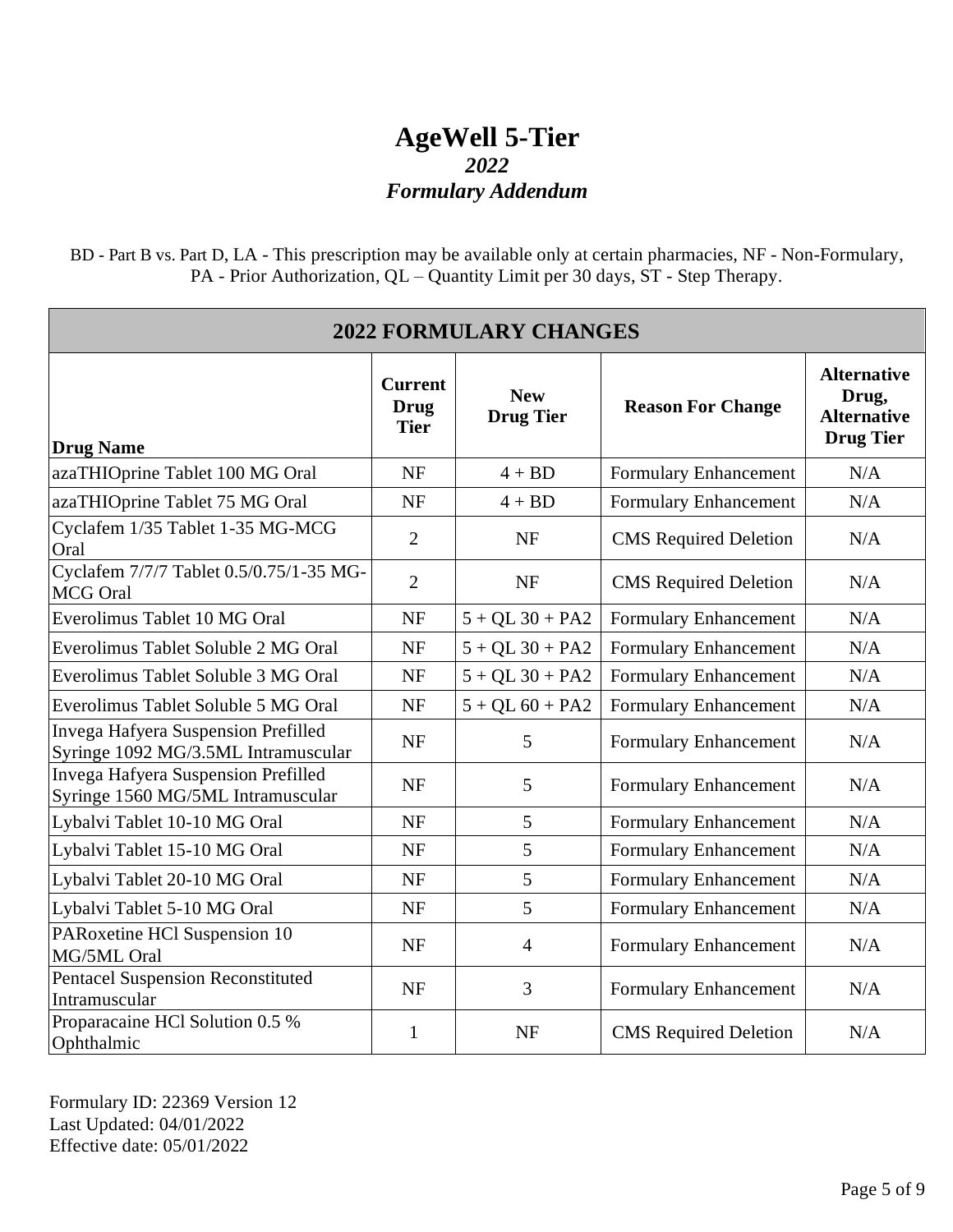# AgeWell 5-Tier

## *2022*

## *Formulary Addendum*

BD - Part B vs. Part D, LA - This prescription may be available only at certain pharmacies, NF - Non-Formulary, PA - Prior Authorization, QL – Quantity Limit per 30 days, ST - Step Therapy.

| 2022 FORMULARY CHANGES | | | | |
|---|---|---|---|---|
| **Drug Name** | **Current Drug Tier** | **New Drug Tier** | **Reason For Change** | **Alternative Drug, Alternative Drug Tier** |
| azaTHIOprine Tablet 100 MG Oral | NF | 4 + BD | Formulary Enhancement | N/A |
| azaTHIOprine Tablet 75 MG Oral | NF | 4 + BD | Formulary Enhancement | N/A |
| Cyclafem 1/35 Tablet 1-35 MG-MCG Oral | 2 | NF | CMS Required Deletion | N/A |
| Cyclafem 7/7/7 Tablet 0.5/0.75/1-35 MG-MCG Oral | 2 | NF | CMS Required Deletion | N/A |
| Everolimus Tablet 10 MG Oral | NF | 5 + QL 30 + PA2 | Formulary Enhancement | N/A |
| Everolimus Tablet Soluble 2 MG Oral | NF | 5 + QL 30 + PA2 | Formulary Enhancement | N/A |
| Everolimus Tablet Soluble 3 MG Oral | NF | 5 + QL 30 + PA2 | Formulary Enhancement | N/A |
| Everolimus Tablet Soluble 5 MG Oral | NF | 5 + QL 60 + PA2 | Formulary Enhancement | N/A |
| Invega Hafyera Suspension Prefilled Syringe 1092 MG/3.5ML Intramuscular | NF | 5 | Formulary Enhancement | N/A |
| Invega Hafyera Suspension Prefilled Syringe 1560 MG/5ML Intramuscular | NF | 5 | Formulary Enhancement | N/A |
| Lybalvi Tablet 10-10 MG Oral | NF | 5 | Formulary Enhancement | N/A |
| Lybalvi Tablet 15-10 MG Oral | NF | 5 | Formulary Enhancement | N/A |
| Lybalvi Tablet 20-10 MG Oral | NF | 5 | Formulary Enhancement | N/A |
| Lybalvi Tablet 5-10 MG Oral | NF | 5 | Formulary Enhancement | N/A |
| PARoxetine HCl Suspension 10 MG/5ML Oral | NF | 4 | Formulary Enhancement | N/A |
| Pentacel Suspension Reconstituted Intramuscular | NF | 3 | Formulary Enhancement | N/A |
| Proparacaine HCl Solution 0.5 % Ophthalmic | 1 | NF | CMS Required Deletion | N/A |

Formulary ID: 22369 Version 12
Last Updated: 04/01/2022
Effective date: 05/01/2022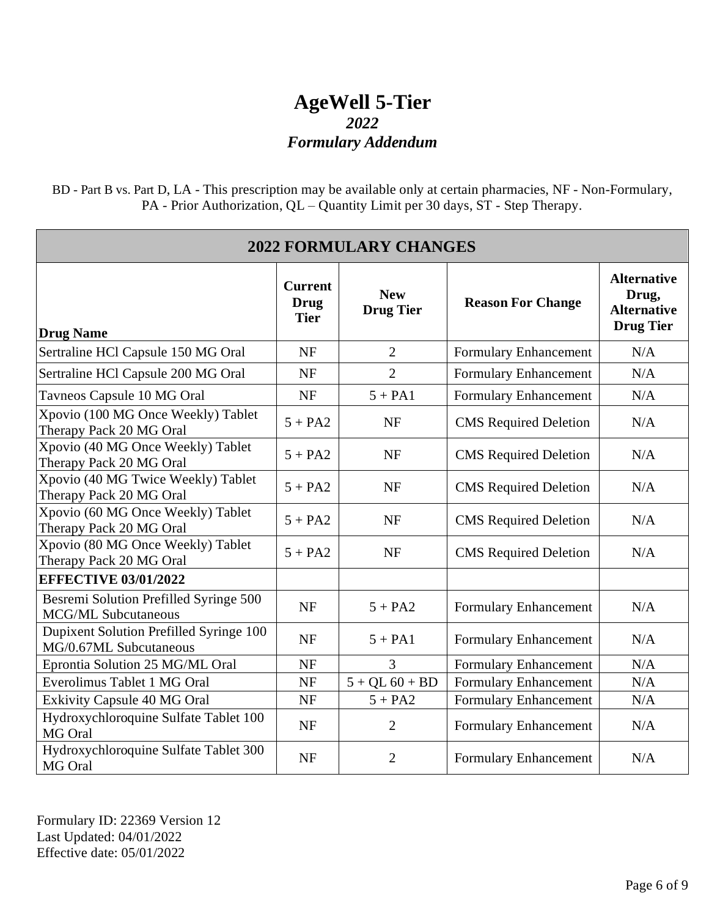# AgeWell 5-Tier

*2022*

*Formulary Addendum*

BD - Part B vs. Part D, LA - This prescription may be available only at certain pharmacies, NF - Non-Formulary, PA - Prior Authorization, QL – Quantity Limit per 30 days, ST - Step Therapy.

| 2022 FORMULARY CHANGES | | | | |
|---|---|---|---|---|
| **Drug Name** | **Current Drug Tier** | **New Drug Tier** | **Reason For Change** | **Alternative Drug, Alternative Drug Tier** |
| Sertraline HCl Capsule 150 MG Oral | NF | 2 | Formulary Enhancement | N/A |
| Sertraline HCl Capsule 200 MG Oral | NF | 2 | Formulary Enhancement | N/A |
| Tavneos Capsule 10 MG Oral | NF | 5 + PA1 | Formulary Enhancement | N/A |
| Xpovio (100 MG Once Weekly) Tablet Therapy Pack 20 MG Oral | 5 + PA2 | NF | CMS Required Deletion | N/A |
| Xpovio (40 MG Once Weekly) Tablet Therapy Pack 20 MG Oral | 5 + PA2 | NF | CMS Required Deletion | N/A |
| Xpovio (40 MG Twice Weekly) Tablet Therapy Pack 20 MG Oral | 5 + PA2 | NF | CMS Required Deletion | N/A |
| Xpovio (60 MG Once Weekly) Tablet Therapy Pack 20 MG Oral | 5 + PA2 | NF | CMS Required Deletion | N/A |
| Xpovio (80 MG Once Weekly) Tablet Therapy Pack 20 MG Oral | 5 + PA2 | NF | CMS Required Deletion | N/A |
| **EFFECTIVE 03/01/2022** | | | | |
| Besremi Solution Prefilled Syringe 500 MCG/ML Subcutaneous | NF | 5 + PA2 | Formulary Enhancement | N/A |
| Dupixent Solution Prefilled Syringe 100 MG/0.67ML Subcutaneous | NF | 5 + PA1 | Formulary Enhancement | N/A |
| Eprontia Solution 25 MG/ML Oral | NF | 3 | Formulary Enhancement | N/A |
| Everolimus Tablet 1 MG Oral | NF | 5 + QL 60 + BD | Formulary Enhancement | N/A |
| Exkivity Capsule 40 MG Oral | NF | 5 + PA2 | Formulary Enhancement | N/A |
| Hydroxychloroquine Sulfate Tablet 100 MG Oral | NF | 2 | Formulary Enhancement | N/A |
| Hydroxychloroquine Sulfate Tablet 300 MG Oral | NF | 2 | Formulary Enhancement | N/A |

Formulary ID: 22369 Version 12
Last Updated: 04/01/2022
Effective date: 05/01/2022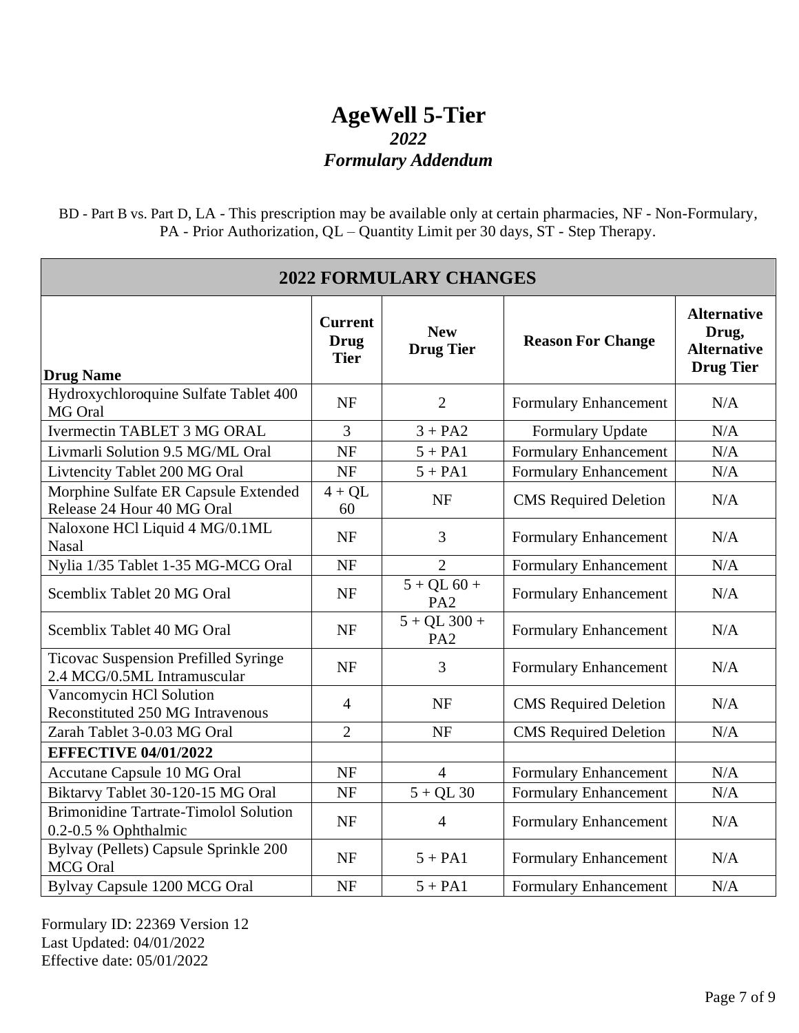# AgeWell 5-Tier

## *2022*

## *Formulary Addendum*

BD - Part B vs. Part D, LA - This prescription may be available only at certain pharmacies, NF - Non-Formulary, PA - Prior Authorization, QL – Quantity Limit per 30 days, ST - Step Therapy.

| 2022 FORMULARY CHANGES | | | | |
|---|---|---|---|---|
| **Drug Name** | **Current Drug Tier** | **New Drug Tier** | **Reason For Change** | **Alternative Drug, Alternative Drug Tier** |
| Hydroxychloroquine Sulfate Tablet 400 MG Oral | NF | 2 | Formulary Enhancement | N/A |
| Ivermectin TABLET 3 MG ORAL | 3 | 3 + PA2 | Formulary Update | N/A |
| Livmarli Solution 9.5 MG/ML Oral | NF | 5 + PA1 | Formulary Enhancement | N/A |
| Livtencity Tablet 200 MG Oral | NF | 5 + PA1 | Formulary Enhancement | N/A |
| Morphine Sulfate ER Capsule Extended Release 24 Hour 40 MG Oral | 4 + QL 60 | NF | CMS Required Deletion | N/A |
| Naloxone HCl Liquid 4 MG/0.1ML Nasal | NF | 3 | Formulary Enhancement | N/A |
| Nylia 1/35 Tablet 1-35 MG-MCG Oral | NF | 2 | Formulary Enhancement | N/A |
| Scemblix Tablet 20 MG Oral | NF | 5 + QL 60 + PA2 | Formulary Enhancement | N/A |
| Scemblix Tablet 40 MG Oral | NF | 5 + QL 300 + PA2 | Formulary Enhancement | N/A |
| Ticovac Suspension Prefilled Syringe 2.4 MCG/0.5ML Intramuscular | NF | 3 | Formulary Enhancement | N/A |
| Vancomycin HCl Solution Reconstituted 250 MG Intravenous | 4 | NF | CMS Required Deletion | N/A |
| Zarah Tablet 3-0.03 MG Oral | 2 | NF | CMS Required Deletion | N/A |
| **EFFECTIVE 04/01/2022** | | | | |
| Accutane Capsule 10 MG Oral | NF | 4 | Formulary Enhancement | N/A |
| Biktarvy Tablet 30-120-15 MG Oral | NF | 5 + QL 30 | Formulary Enhancement | N/A |
| Brimonidine Tartrate-Timolol Solution 0.2-0.5 % Ophthalmic | NF | 4 | Formulary Enhancement | N/A |
| Bylvay (Pellets) Capsule Sprinkle 200 MCG Oral | NF | 5 + PA1 | Formulary Enhancement | N/A |
| Bylvay Capsule 1200 MCG Oral | NF | 5 + PA1 | Formulary Enhancement | N/A |

Formulary ID: 22369 Version 12
Last Updated: 04/01/2022
Effective date: 05/01/2022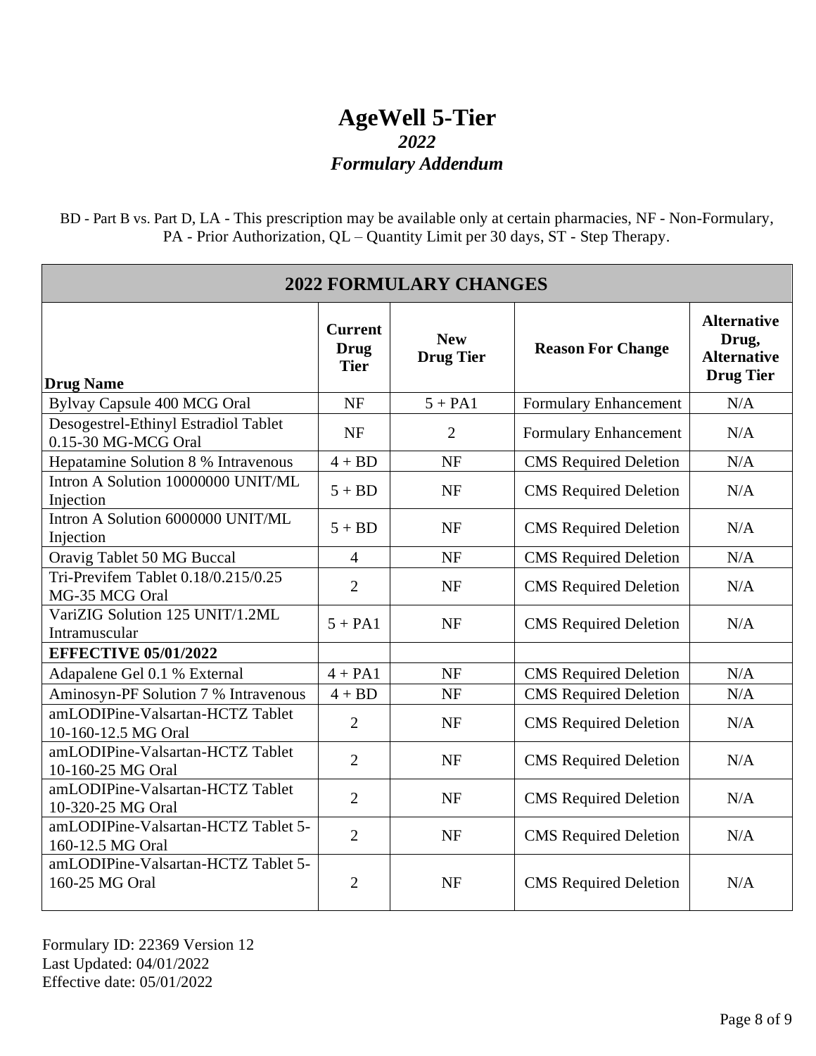# AgeWell 5-Tier

## *2022*

## *Formulary Addendum*

BD - Part B vs. Part D, LA - This prescription may be available only at certain pharmacies, NF - Non-Formulary, PA - Prior Authorization, QL – Quantity Limit per 30 days, ST - Step Therapy.

| 2022 FORMULARY CHANGES | | | | |
|---|---|---|---|---|
| **Drug Name** | **Current Drug Tier** | **New Drug Tier** | **Reason For Change** | **Alternative Drug, Alternative Drug Tier** |
| Bylvay Capsule 400 MCG Oral | NF | 5 + PA1 | Formulary Enhancement | N/A |
| Desogestrel-Ethinyl Estradiol Tablet 0.15-30 MG-MCG Oral | NF | 2 | Formulary Enhancement | N/A |
| Hepatamine Solution 8 % Intravenous | 4 + BD | NF | CMS Required Deletion | N/A |
| Intron A Solution 10000000 UNIT/ML Injection | 5 + BD | NF | CMS Required Deletion | N/A |
| Intron A Solution 6000000 UNIT/ML Injection | 5 + BD | NF | CMS Required Deletion | N/A |
| Oravig Tablet 50 MG Buccal | 4 | NF | CMS Required Deletion | N/A |
| Tri-Previfem Tablet 0.18/0.215/0.25 MG-35 MCG Oral | 2 | NF | CMS Required Deletion | N/A |
| VariZIG Solution 125 UNIT/1.2ML Intramuscular | 5 + PA1 | NF | CMS Required Deletion | N/A |
| **EFFECTIVE 05/01/2022** | | | | |
| Adapalene Gel 0.1 % External | 4 + PA1 | NF | CMS Required Deletion | N/A |
| Aminosyn-PF Solution 7 % Intravenous | 4 + BD | NF | CMS Required Deletion | N/A |
| amLODIPine-Valsartan-HCTZ Tablet 10-160-12.5 MG Oral | 2 | NF | CMS Required Deletion | N/A |
| amLODIPine-Valsartan-HCTZ Tablet 10-160-25 MG Oral | 2 | NF | CMS Required Deletion | N/A |
| amLODIPine-Valsartan-HCTZ Tablet 10-320-25 MG Oral | 2 | NF | CMS Required Deletion | N/A |
| amLODIPine-Valsartan-HCTZ Tablet 5-160-12.5 MG Oral | 2 | NF | CMS Required Deletion | N/A |
| amLODIPine-Valsartan-HCTZ Tablet 5-160-25 MG Oral | 2 | NF | CMS Required Deletion | N/A |

Formulary ID: 22369 Version 12
Last Updated: 04/01/2022
Effective date: 05/01/2022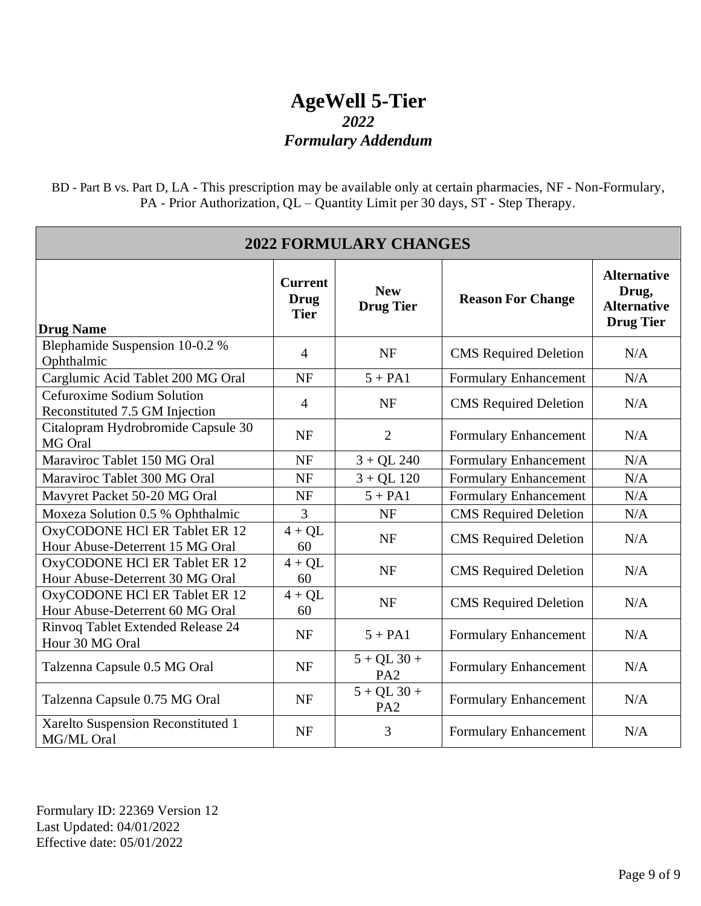# AgeWell 5-Tier

## *2022*

## *Formulary Addendum*

BD - Part B vs. Part D, LA - This prescription may be available only at certain pharmacies, NF - Non-Formulary, PA - Prior Authorization, QL – Quantity Limit per 30 days, ST - Step Therapy.

| **2022 FORMULARY CHANGES** | | | | |
|---|---|---|---|---|
| **Drug Name** | **Current Drug Tier** | **New Drug Tier** | **Reason For Change** | **Alternative Drug, Alternative Drug Tier** |
| Blephamide Suspension 10-0.2 % Ophthalmic | 4 | NF | CMS Required Deletion | N/A |
| Carglumic Acid Tablet 200 MG Oral | NF | 5 + PA1 | Formulary Enhancement | N/A |
| Cefuroxime Sodium Solution Reconstituted 7.5 GM Injection | 4 | NF | CMS Required Deletion | N/A |
| Citalopram Hydrobromide Capsule 30 MG Oral | NF | 2 | Formulary Enhancement | N/A |
| Maraviroc Tablet 150 MG Oral | NF | 3 + QL 240 | Formulary Enhancement | N/A |
| Maraviroc Tablet 300 MG Oral | NF | 3 + QL 120 | Formulary Enhancement | N/A |
| Mavyret Packet 50-20 MG Oral | NF | 5 + PA1 | Formulary Enhancement | N/A |
| Moxeza Solution 0.5 % Ophthalmic | 3 | NF | CMS Required Deletion | N/A |
| OxyCODONE HCl ER Tablet ER 12 Hour Abuse-Deterrent 15 MG Oral | 4 + QL 60 | NF | CMS Required Deletion | N/A |
| OxyCODONE HCl ER Tablet ER 12 Hour Abuse-Deterrent 30 MG Oral | 4 + QL 60 | NF | CMS Required Deletion | N/A |
| OxyCODONE HCl ER Tablet ER 12 Hour Abuse-Deterrent 60 MG Oral | 4 + QL 60 | NF | CMS Required Deletion | N/A |
| Rinvoq Tablet Extended Release 24 Hour 30 MG Oral | NF | 5 + PA1 | Formulary Enhancement | N/A |
| Talzenna Capsule 0.5 MG Oral | NF | 5 + QL 30 + PA2 | Formulary Enhancement | N/A |
| Talzenna Capsule 0.75 MG Oral | NF | 5 + QL 30 + PA2 | Formulary Enhancement | N/A |
| Xarelto Suspension Reconstituted 1 MG/ML Oral | NF | 3 | Formulary Enhancement | N/A |

Formulary ID: 22369 Version 12
Last Updated: 04/01/2022
Effective date: 05/01/2022